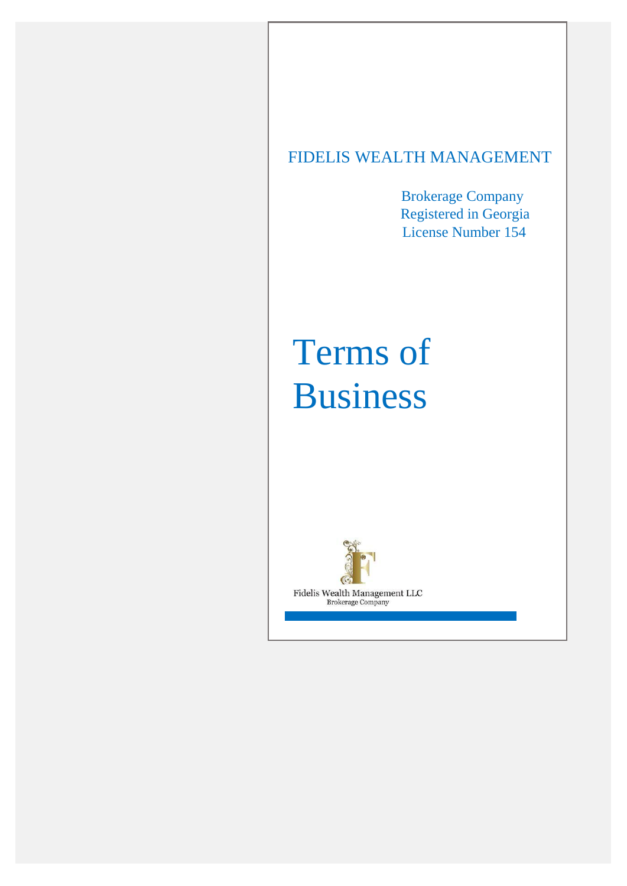FIDELIS WEALTH MANAGEMENT

Brokerage Company
Registered in Georgia
License Number 154

# Terms of Business

Fidelis Wealth Management LLC
Brokerage Company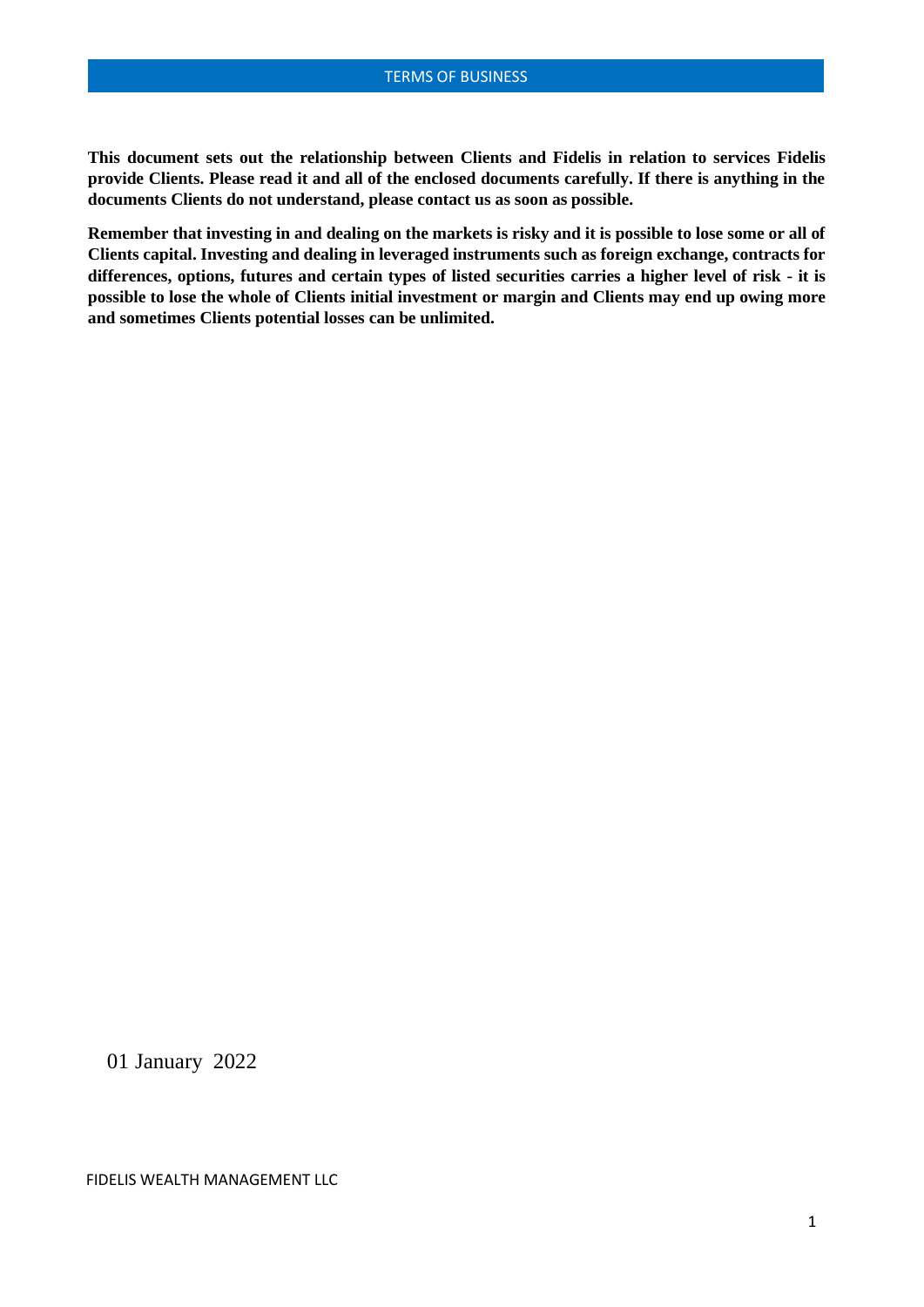# TERMS OF BUSINESS

**This document sets out the relationship between Clients and Fidelis in relation to services Fidelis provide Clients. Please read it and all of the enclosed documents carefully. If there is anything in the documents Clients do not understand, please contact us as soon as possible.**

**Remember that investing in and dealing on the markets is risky and it is possible to lose some or all of Clients capital. Investing and dealing in leveraged instruments such as foreign exchange, contracts for differences, options, futures and certain types of listed securities carries a higher level of risk - it is possible to lose the whole of Clients initial investment or margin and Clients may end up owing more and sometimes Clients potential losses can be unlimited.**

01 January 2022

FIDELIS WEALTH MANAGEMENT LLC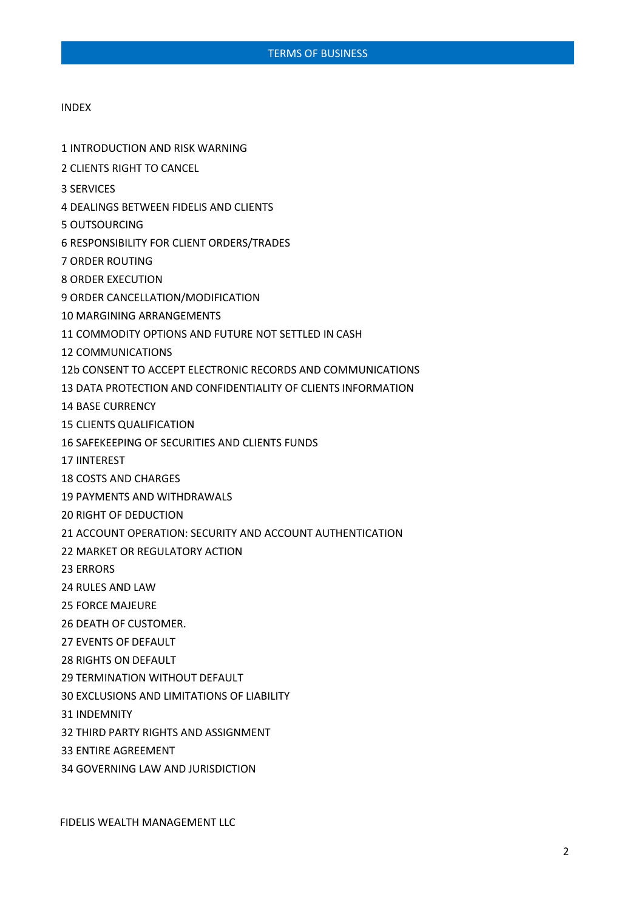# TERMS OF BUSINESS

## INDEX

1 INTRODUCTION AND RISK WARNING

2 CLIENTS RIGHT TO CANCEL

3 SERVICES

4 DEALINGS BETWEEN FIDELIS AND CLIENTS

5 OUTSOURCING

6 RESPONSIBILITY FOR CLIENT ORDERS/TRADES

7 ORDER ROUTING

8 ORDER EXECUTION

9 ORDER CANCELLATION/MODIFICATION

10 MARGINING ARRANGEMENTS

11 COMMODITY OPTIONS AND FUTURE NOT SETTLED IN CASH

12 COMMUNICATIONS

12b CONSENT TO ACCEPT ELECTRONIC RECORDS AND COMMUNICATIONS

13 DATA PROTECTION AND CONFIDENTIALITY OF CLIENTS INFORMATION

14 BASE CURRENCY

15 CLIENTS QUALIFICATION

16 SAFEKEEPING OF SECURITIES AND CLIENTS FUNDS

17 IINTEREST

18 COSTS AND CHARGES

19 PAYMENTS AND WITHDRAWALS

20 RIGHT OF DEDUCTION

21 ACCOUNT OPERATION: SECURITY AND ACCOUNT AUTHENTICATION

22 MARKET OR REGULATORY ACTION

23 ERRORS

24 RULES AND LAW

25 FORCE MAJEURE

26 DEATH OF CUSTOMER.

27 EVENTS OF DEFAULT

28 RIGHTS ON DEFAULT

29 TERMINATION WITHOUT DEFAULT

30 EXCLUSIONS AND LIMITATIONS OF LIABILITY

31 INDEMNITY

32 THIRD PARTY RIGHTS AND ASSIGNMENT

33 ENTIRE AGREEMENT

34 GOVERNING LAW AND JURISDICTION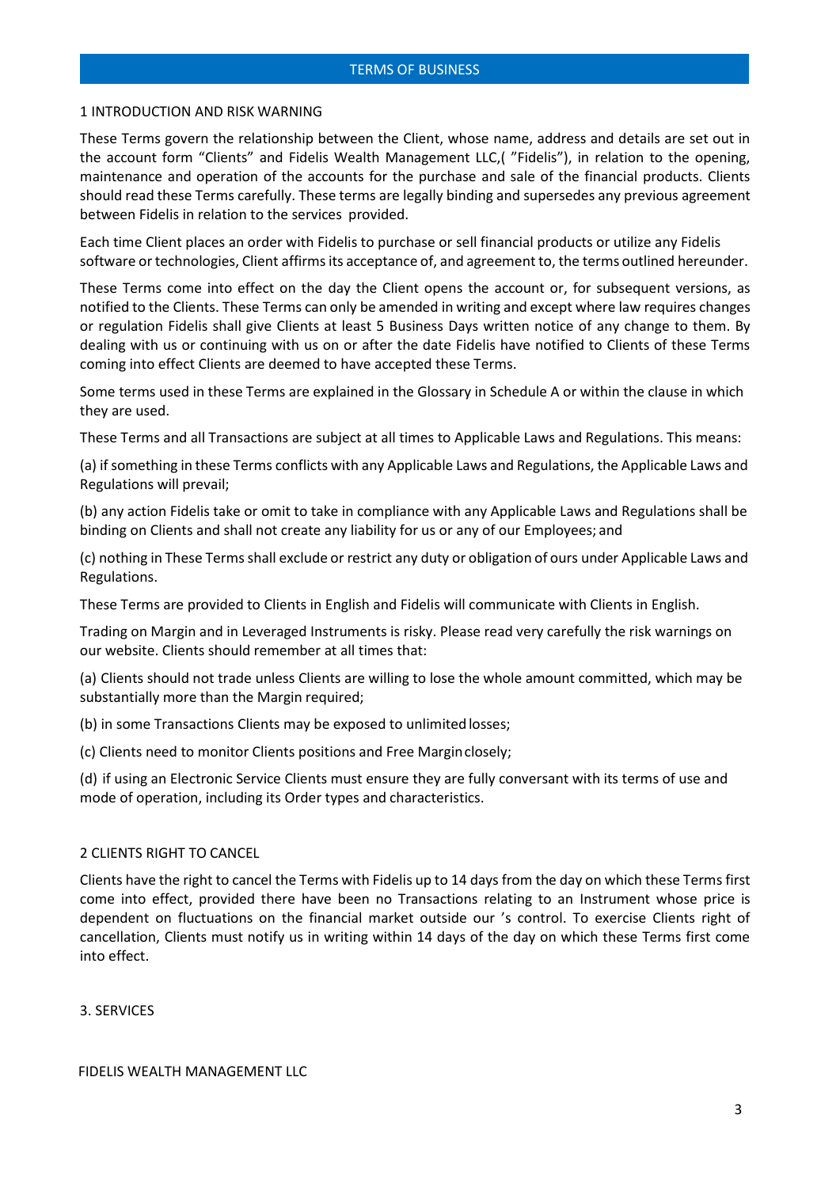# TERMS OF BUSINESS

## 1 INTRODUCTION AND RISK WARNING

These Terms govern the relationship between the Client, whose name, address and details are set out in the account form "Clients" and Fidelis Wealth Management LLC,( "Fidelis"), in relation to the opening, maintenance and operation of the accounts for the purchase and sale of the financial products. Clients should read these Terms carefully. These terms are legally binding and supersedes any previous agreement between Fidelis in relation to the services provided.

Each time Client places an order with Fidelis to purchase or sell financial products or utilize any Fidelis software or technologies, Client affirms its acceptance of, and agreement to, the terms outlined hereunder.

These Terms come into effect on the day the Client opens the account or, for subsequent versions, as notified to the Clients. These Terms can only be amended in writing and except where law requires changes or regulation Fidelis shall give Clients at least 5 Business Days written notice of any change to them. By dealing with us or continuing with us on or after the date Fidelis have notified to Clients of these Terms coming into effect Clients are deemed to have accepted these Terms.

Some terms used in these Terms are explained in the Glossary in Schedule A or within the clause in which they are used.

These Terms and all Transactions are subject at all times to Applicable Laws and Regulations. This means:

(a) if something in these Terms conflicts with any Applicable Laws and Regulations, the Applicable Laws and Regulations will prevail;

(b) any action Fidelis take or omit to take in compliance with any Applicable Laws and Regulations shall be binding on Clients and shall not create any liability for us or any of our Employees; and

(c) nothing in These Terms shall exclude or restrict any duty or obligation of ours under Applicable Laws and Regulations.

These Terms are provided to Clients in English and Fidelis will communicate with Clients in English.

Trading on Margin and in Leveraged Instruments is risky. Please read very carefully the risk warnings on our website. Clients should remember at all times that:

(a) Clients should not trade unless Clients are willing to lose the whole amount committed, which may be substantially more than the Margin required;

(b) in some Transactions Clients may be exposed to unlimited losses;

(c) Clients need to monitor Clients positions and Free Margin closely;

(d) if using an Electronic Service Clients must ensure they are fully conversant with its terms of use and mode of operation, including its Order types and characteristics.

## 2 CLIENTS RIGHT TO CANCEL

Clients have the right to cancel the Terms with Fidelis up to 14 days from the day on which these Terms first come into effect, provided there have been no Transactions relating to an Instrument whose price is dependent on fluctuations on the financial market outside our 's control. To exercise Clients right of cancellation, Clients must notify us in writing within 14 days of the day on which these Terms first come into effect.

## 3. SERVICES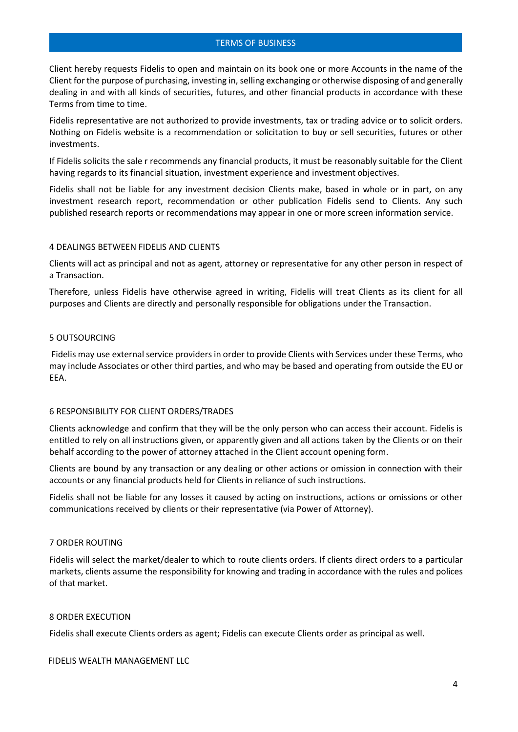## TERMS OF BUSINESS

Client hereby requests Fidelis to open and maintain on its book one or more Accounts in the name of the Client for the purpose of purchasing, investing in, selling exchanging or otherwise disposing of and generally dealing in and with all kinds of securities, futures, and other financial products in accordance with these Terms from time to time.

Fidelis representative are not authorized to provide investments, tax or trading advice or to solicit orders. Nothing on Fidelis website is a recommendation or solicitation to buy or sell securities, futures or other investments.

If Fidelis solicits the sale r recommends any financial products, it must be reasonably suitable for the Client having regards to its financial situation, investment experience and investment objectives.

Fidelis shall not be liable for any investment decision Clients make, based in whole or in part, on any investment research report, recommendation or other publication Fidelis send to Clients. Any such published research reports or recommendations may appear in one or more screen information service.

### 4 DEALINGS BETWEEN FIDELIS AND CLIENTS

Clients will act as principal and not as agent, attorney or representative for any other person in respect of a Transaction.

Therefore, unless Fidelis have otherwise agreed in writing, Fidelis will treat Clients as its client for all purposes and Clients are directly and personally responsible for obligations under the Transaction.

### 5 OUTSOURCING

Fidelis may use external service providers in order to provide Clients with Services under these Terms, who may include Associates or other third parties, and who may be based and operating from outside the EU or EEA.

### 6 RESPONSIBILITY FOR CLIENT ORDERS/TRADES

Clients acknowledge and confirm that they will be the only person who can access their account. Fidelis is entitled to rely on all instructions given, or apparently given and all actions taken by the Clients or on their behalf according to the power of attorney attached in the Client account opening form.

Clients are bound by any transaction or any dealing or other actions or omission in connection with their accounts or any financial products held for Clients in reliance of such instructions.

Fidelis shall not be liable for any losses it caused by acting on instructions, actions or omissions or other communications received by clients or their representative (via Power of Attorney).

### 7 ORDER ROUTING

Fidelis will select the market/dealer to which to route clients orders. If clients direct orders to a particular markets, clients assume the responsibility for knowing and trading in accordance with the rules and polices of that market.

### 8 ORDER EXECUTION

Fidelis shall execute Clients orders as agent; Fidelis can execute Clients order as principal as well.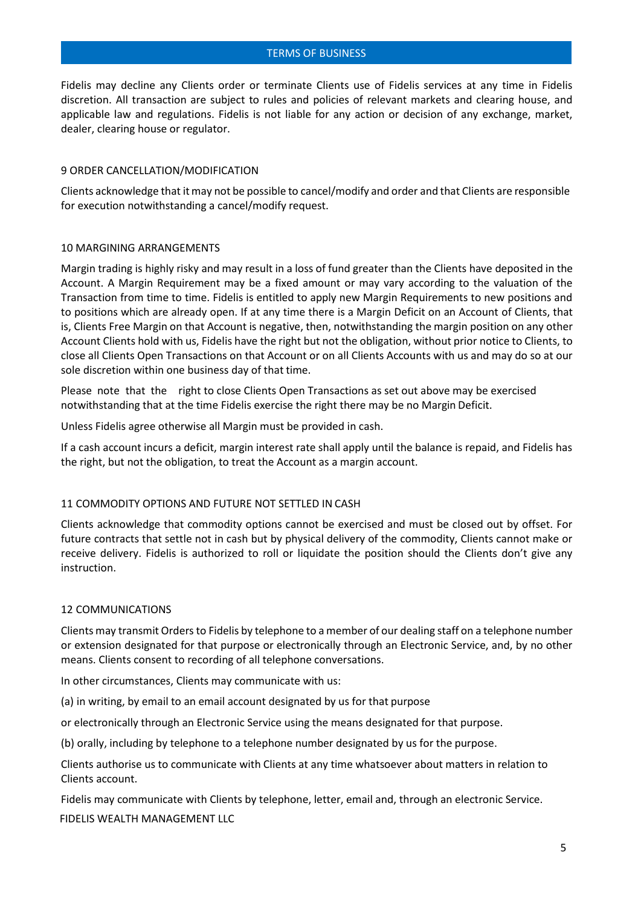Fidelis may decline any Clients order or terminate Clients use of Fidelis services at any time in Fidelis discretion. All transaction are subject to rules and policies of relevant markets and clearing house, and applicable law and regulations. Fidelis is not liable for any action or decision of any exchange, market, dealer, clearing house or regulator.

## 9 ORDER CANCELLATION/MODIFICATION

Clients acknowledge that it may not be possible to cancel/modify and order and that Clients are responsible for execution notwithstanding a cancel/modify request.

## 10 MARGINING ARRANGEMENTS

Margin trading is highly risky and may result in a loss of fund greater than the Clients have deposited in the Account. A Margin Requirement may be a fixed amount or may vary according to the valuation of the Transaction from time to time. Fidelis is entitled to apply new Margin Requirements to new positions and to positions which are already open. If at any time there is a Margin Deficit on an Account of Clients, that is, Clients Free Margin on that Account is negative, then, notwithstanding the margin position on any other Account Clients hold with us, Fidelis have the right but not the obligation, without prior notice to Clients, to close all Clients Open Transactions on that Account or on all Clients Accounts with us and may do so at our sole discretion within one business day of that time.

Please note that the right to close Clients Open Transactions as set out above may be exercised notwithstanding that at the time Fidelis exercise the right there may be no Margin Deficit.

Unless Fidelis agree otherwise all Margin must be provided in cash.

If a cash account incurs a deficit, margin interest rate shall apply until the balance is repaid, and Fidelis has the right, but not the obligation, to treat the Account as a margin account.

## 11 COMMODITY OPTIONS AND FUTURE NOT SETTLED IN CASH

Clients acknowledge that commodity options cannot be exercised and must be closed out by offset. For future contracts that settle not in cash but by physical delivery of the commodity, Clients cannot make or receive delivery. Fidelis is authorized to roll or liquidate the position should the Clients don't give any instruction.

## 12 COMMUNICATIONS

Clients may transmit Orders to Fidelis by telephone to a member of our dealing staff on a telephone number or extension designated for that purpose or electronically through an Electronic Service, and, by no other means. Clients consent to recording of all telephone conversations.

In other circumstances, Clients may communicate with us:

(a) in writing, by email to an email account designated by us for that purpose

or electronically through an Electronic Service using the means designated for that purpose.

(b) orally, including by telephone to a telephone number designated by us for the purpose.

Clients authorise us to communicate with Clients at any time whatsoever about matters in relation to Clients account.

Fidelis may communicate with Clients by telephone, letter, email and, through an electronic Service.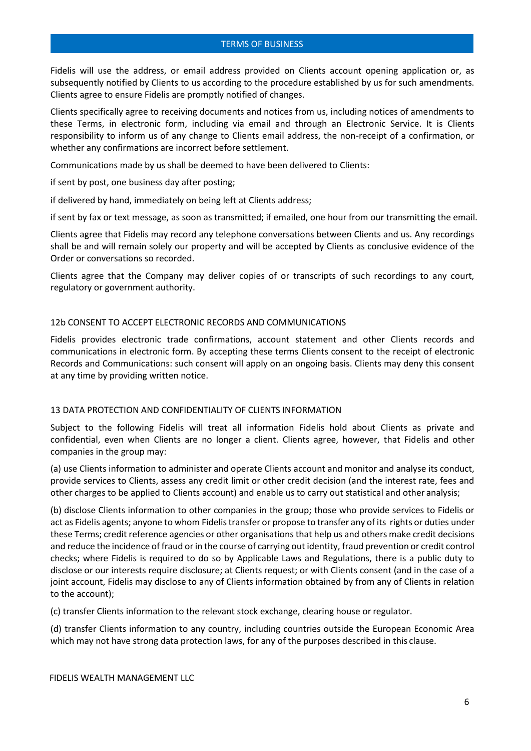Fidelis will use the address, or email address provided on Clients account opening application or, as subsequently notified by Clients to us according to the procedure established by us for such amendments. Clients agree to ensure Fidelis are promptly notified of changes.

Clients specifically agree to receiving documents and notices from us, including notices of amendments to these Terms, in electronic form, including via email and through an Electronic Service. It is Clients responsibility to inform us of any change to Clients email address, the non-receipt of a confirmation, or whether any confirmations are incorrect before settlement.

Communications made by us shall be deemed to have been delivered to Clients:

if sent by post, one business day after posting;

if delivered by hand, immediately on being left at Clients address;

if sent by fax or text message, as soon as transmitted; if emailed, one hour from our transmitting the email.

Clients agree that Fidelis may record any telephone conversations between Clients and us. Any recordings shall be and will remain solely our property and will be accepted by Clients as conclusive evidence of the Order or conversations so recorded.

Clients agree that the Company may deliver copies of or transcripts of such recordings to any court, regulatory or government authority.

## 12b CONSENT TO ACCEPT ELECTRONIC RECORDS AND COMMUNICATIONS

Fidelis provides electronic trade confirmations, account statement and other Clients records and communications in electronic form. By accepting these terms Clients consent to the receipt of electronic Records and Communications: such consent will apply on an ongoing basis. Clients may deny this consent at any time by providing written notice.

## 13 DATA PROTECTION AND CONFIDENTIALITY OF CLIENTS INFORMATION

Subject to the following Fidelis will treat all information Fidelis hold about Clients as private and confidential, even when Clients are no longer a client. Clients agree, however, that Fidelis and other companies in the group may:

(a) use Clients information to administer and operate Clients account and monitor and analyse its conduct, provide services to Clients, assess any credit limit or other credit decision (and the interest rate, fees and other charges to be applied to Clients account) and enable us to carry out statistical and other analysis;

(b) disclose Clients information to other companies in the group; those who provide services to Fidelis or act as Fidelis agents; anyone to whom Fidelis transfer or propose to transfer any of its rights or duties under these Terms; credit reference agencies or other organisations that help us and others make credit decisions and reduce the incidence of fraud or in the course of carrying out identity, fraud prevention or credit control checks; where Fidelis is required to do so by Applicable Laws and Regulations, there is a public duty to disclose or our interests require disclosure; at Clients request; or with Clients consent (and in the case of a joint account, Fidelis may disclose to any of Clients information obtained by from any of Clients in relation to the account);

(c) transfer Clients information to the relevant stock exchange, clearing house or regulator.

(d) transfer Clients information to any country, including countries outside the European Economic Area which may not have strong data protection laws, for any of the purposes described in this clause.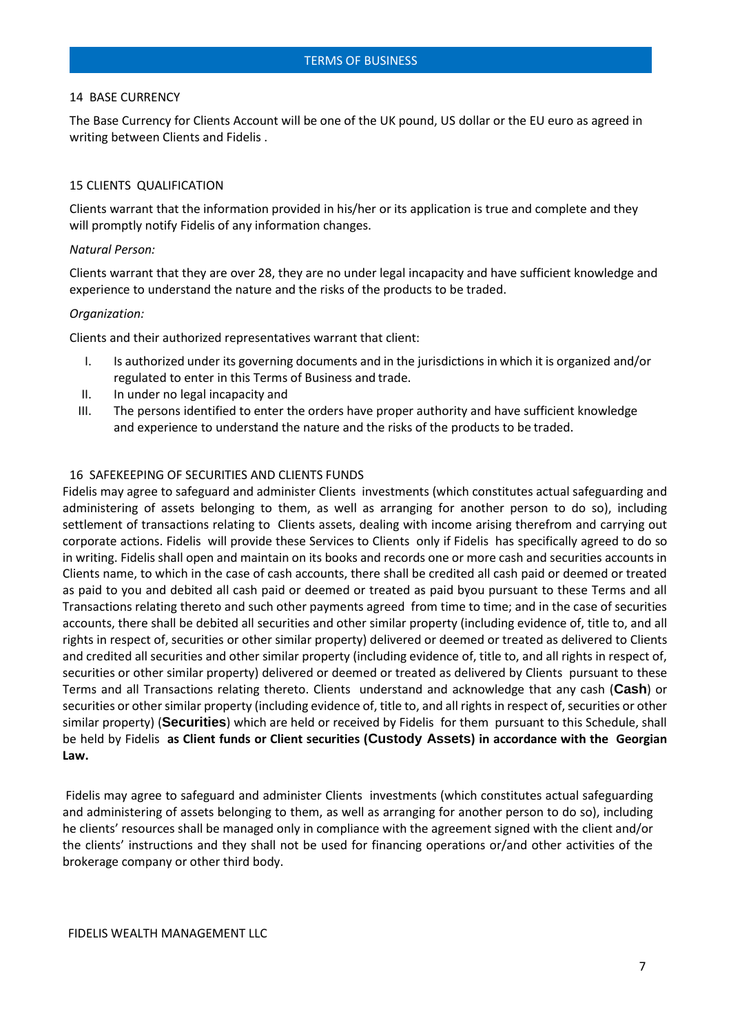## 14 BASE CURRENCY

The Base Currency for Clients Account will be one of the UK pound, US dollar or the EU euro as agreed in writing between Clients and Fidelis .

## 15 CLIENTS QUALIFICATION

Clients warrant that the information provided in his/her or its application is true and complete and they will promptly notify Fidelis of any information changes.

*Natural Person:*

Clients warrant that they are over 28, they are no under legal incapacity and have sufficient knowledge and experience to understand the nature and the risks of the products to be traded.

*Organization:*

Clients and their authorized representatives warrant that client:

I. Is authorized under its governing documents and in the jurisdictions in which it is organized and/or regulated to enter in this Terms of Business and trade.
II. In under no legal incapacity and
III. The persons identified to enter the orders have proper authority and have sufficient knowledge and experience to understand the nature and the risks of the products to be traded.

## 16 SAFEKEEPING OF SECURITIES AND CLIENTS FUNDS

Fidelis may agree to safeguard and administer Clients investments (which constitutes actual safeguarding and administering of assets belonging to them, as well as arranging for another person to do so), including settlement of transactions relating to Clients assets, dealing with income arising therefrom and carrying out corporate actions. Fidelis will provide these Services to Clients only if Fidelis has specifically agreed to do so in writing. Fidelis shall open and maintain on its books and records one or more cash and securities accounts in Clients name, to which in the case of cash accounts, there shall be credited all cash paid or deemed or treated as paid to you and debited all cash paid or deemed or treated as paid byou pursuant to these Terms and all Transactions relating thereto and such other payments agreed from time to time; and in the case of securities accounts, there shall be debited all securities and other similar property (including evidence of, title to, and all rights in respect of, securities or other similar property) delivered or deemed or treated as delivered to Clients and credited all securities and other similar property (including evidence of, title to, and all rights in respect of, securities or other similar property) delivered or deemed or treated as delivered by Clients pursuant to these Terms and all Transactions relating thereto. Clients understand and acknowledge that any cash (**Cash**) or securities or other similar property (including evidence of, title to, and all rights in respect of, securities or other similar property) (**Securities**) which are held or received by Fidelis for them pursuant to this Schedule, shall be held by Fidelis **as Client funds or Client securities (Custody Assets) in accordance with the Georgian Law.**

Fidelis may agree to safeguard and administer Clients investments (which constitutes actual safeguarding and administering of assets belonging to them, as well as arranging for another person to do so), including he clients' resources shall be managed only in compliance with the agreement signed with the client and/or the clients' instructions and they shall not be used for financing operations or/and other activities of the brokerage company or other third body.

FIDELIS WEALTH MANAGEMENT LLC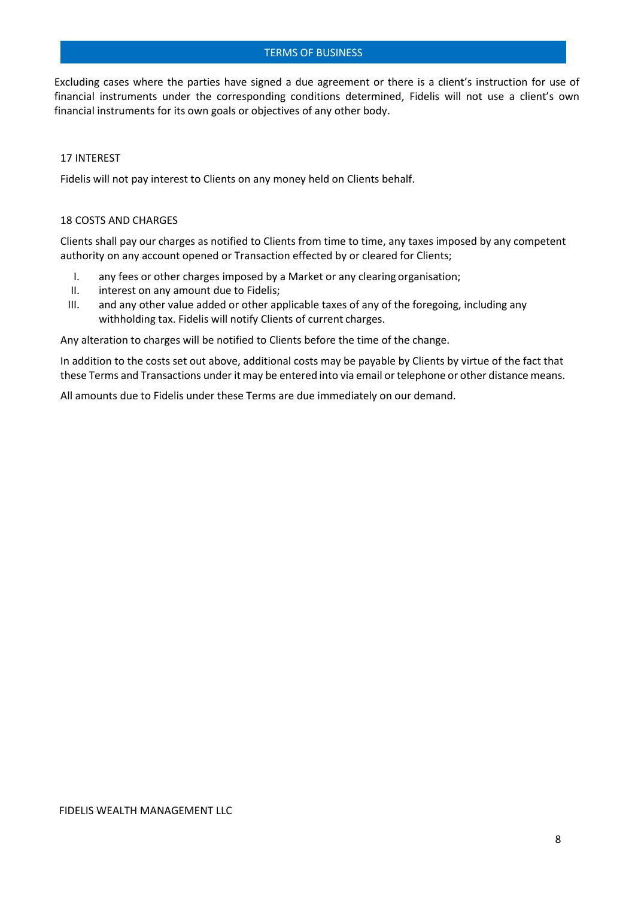Excluding cases where the parties have signed a due agreement or there is a client's instruction for use of financial instruments under the corresponding conditions determined, Fidelis will not use a client's own financial instruments for its own goals or objectives of any other body.

## 17 INTEREST

Fidelis will not pay interest to Clients on any money held on Clients behalf.

## 18 COSTS AND CHARGES

Clients shall pay our charges as notified to Clients from time to time, any taxes imposed by any competent authority on any account opened or Transaction effected by or cleared for Clients;

I. any fees or other charges imposed by a Market or any clearing organisation;
II. interest on any amount due to Fidelis;
III. and any other value added or other applicable taxes of any of the foregoing, including any withholding tax. Fidelis will notify Clients of current charges.

Any alteration to charges will be notified to Clients before the time of the change.

In addition to the costs set out above, additional costs may be payable by Clients by virtue of the fact that these Terms and Transactions under it may be entered into via email or telephone or other distance means.

All amounts due to Fidelis under these Terms are due immediately on our demand.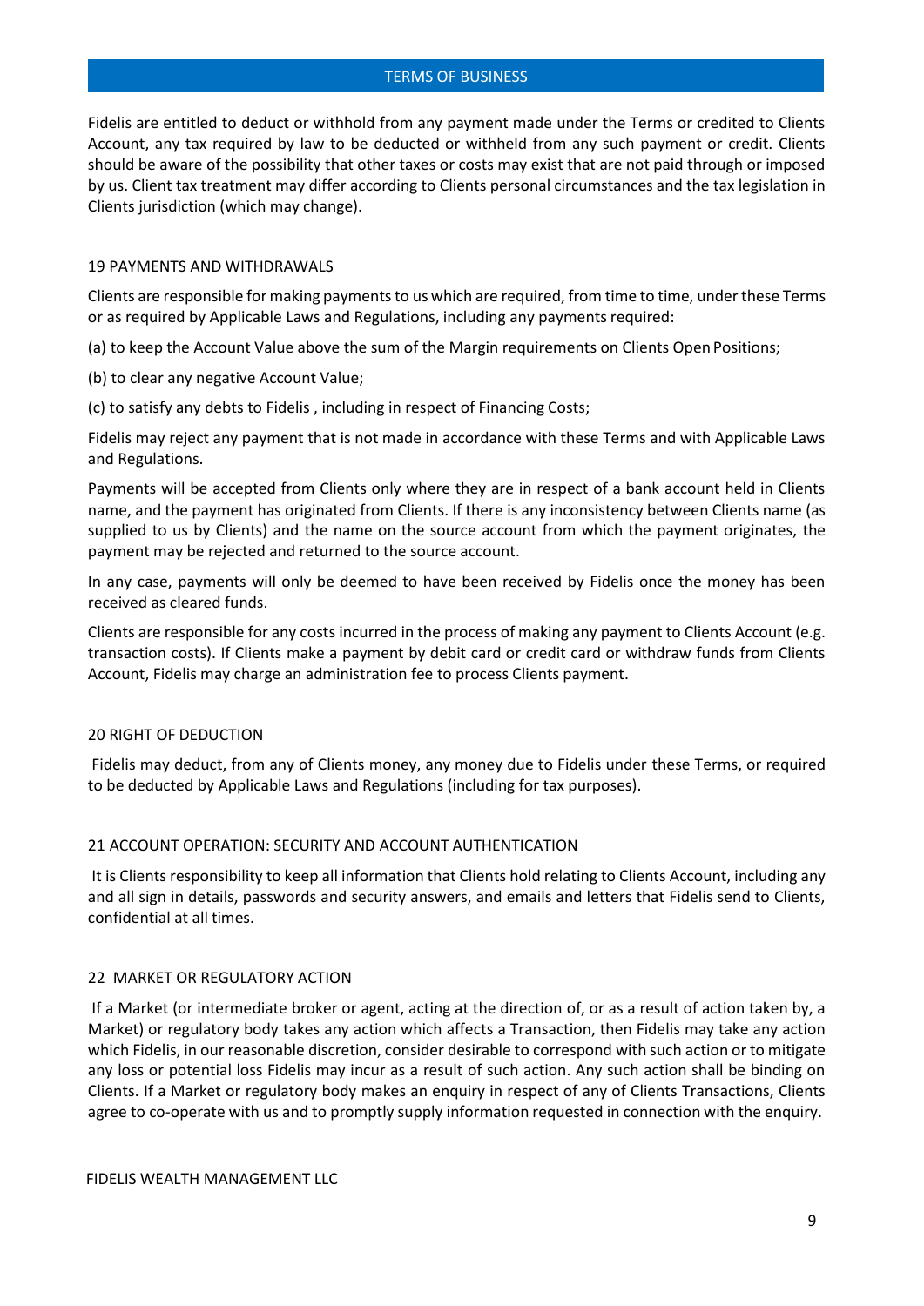Fidelis are entitled to deduct or withhold from any payment made under the Terms or credited to Clients Account, any tax required by law to be deducted or withheld from any such payment or credit. Clients should be aware of the possibility that other taxes or costs may exist that are not paid through or imposed by us. Client tax treatment may differ according to Clients personal circumstances and the tax legislation in Clients jurisdiction (which may change).

## 19 PAYMENTS AND WITHDRAWALS

Clients are responsible for making payments to us which are required, from time to time, under these Terms or as required by Applicable Laws and Regulations, including any payments required:

(a) to keep the Account Value above the sum of the Margin requirements on Clients Open Positions;

(b) to clear any negative Account Value;

(c) to satisfy any debts to Fidelis , including in respect of Financing Costs;

Fidelis may reject any payment that is not made in accordance with these Terms and with Applicable Laws and Regulations.

Payments will be accepted from Clients only where they are in respect of a bank account held in Clients name, and the payment has originated from Clients. If there is any inconsistency between Clients name (as supplied to us by Clients) and the name on the source account from which the payment originates, the payment may be rejected and returned to the source account.

In any case, payments will only be deemed to have been received by Fidelis once the money has been received as cleared funds.

Clients are responsible for any costs incurred in the process of making any payment to Clients Account (e.g. transaction costs). If Clients make a payment by debit card or credit card or withdraw funds from Clients Account, Fidelis may charge an administration fee to process Clients payment.

## 20 RIGHT OF DEDUCTION

Fidelis may deduct, from any of Clients money, any money due to Fidelis under these Terms, or required to be deducted by Applicable Laws and Regulations (including for tax purposes).

## 21 ACCOUNT OPERATION: SECURITY AND ACCOUNT AUTHENTICATION

It is Clients responsibility to keep all information that Clients hold relating to Clients Account, including any and all sign in details, passwords and security answers, and emails and letters that Fidelis send to Clients, confidential at all times.

## 22 MARKET OR REGULATORY ACTION

If a Market (or intermediate broker or agent, acting at the direction of, or as a result of action taken by, a Market) or regulatory body takes any action which affects a Transaction, then Fidelis may take any action which Fidelis, in our reasonable discretion, consider desirable to correspond with such action or to mitigate any loss or potential loss Fidelis may incur as a result of such action. Any such action shall be binding on Clients. If a Market or regulatory body makes an enquiry in respect of any of Clients Transactions, Clients agree to co-operate with us and to promptly supply information requested in connection with the enquiry.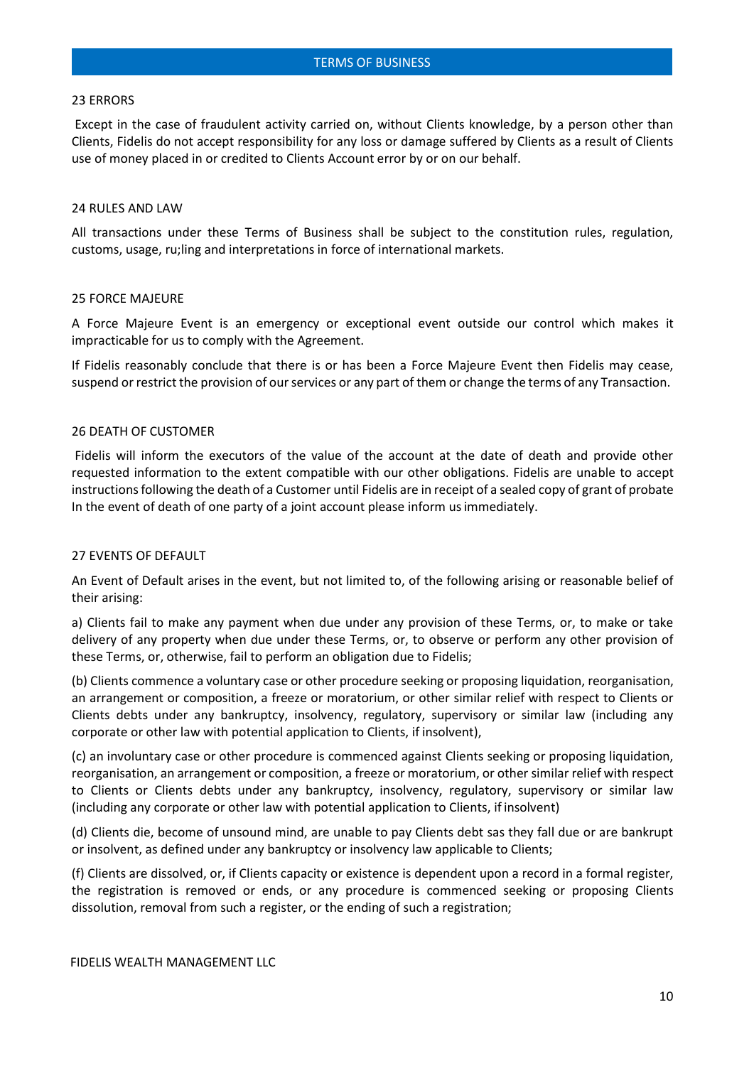## 23 ERRORS

Except in the case of fraudulent activity carried on, without Clients knowledge, by a person other than Clients, Fidelis do not accept responsibility for any loss or damage suffered by Clients as a result of Clients use of money placed in or credited to Clients Account error by or on our behalf.

## 24 RULES AND LAW

All transactions under these Terms of Business shall be subject to the constitution rules, regulation, customs, usage, ru;ling and interpretations in force of international markets.

## 25 FORCE MAJEURE

A Force Majeure Event is an emergency or exceptional event outside our control which makes it impracticable for us to comply with the Agreement.

If Fidelis reasonably conclude that there is or has been a Force Majeure Event then Fidelis may cease, suspend or restrict the provision of our services or any part of them or change the terms of any Transaction.

## 26 DEATH OF CUSTOMER

Fidelis will inform the executors of the value of the account at the date of death and provide other requested information to the extent compatible with our other obligations. Fidelis are unable to accept instructions following the death of a Customer until Fidelis are in receipt of a sealed copy of grant of probate In the event of death of one party of a joint account please inform us immediately.

## 27 EVENTS OF DEFAULT

An Event of Default arises in the event, but not limited to, of the following arising or reasonable belief of their arising:

a) Clients fail to make any payment when due under any provision of these Terms, or, to make or take delivery of any property when due under these Terms, or, to observe or perform any other provision of these Terms, or, otherwise, fail to perform an obligation due to Fidelis;

(b) Clients commence a voluntary case or other procedure seeking or proposing liquidation, reorganisation, an arrangement or composition, a freeze or moratorium, or other similar relief with respect to Clients or Clients debts under any bankruptcy, insolvency, regulatory, supervisory or similar law (including any corporate or other law with potential application to Clients, if insolvent),

(c) an involuntary case or other procedure is commenced against Clients seeking or proposing liquidation, reorganisation, an arrangement or composition, a freeze or moratorium, or other similar relief with respect to Clients or Clients debts under any bankruptcy, insolvency, regulatory, supervisory or similar law (including any corporate or other law with potential application to Clients, if insolvent)

(d) Clients die, become of unsound mind, are unable to pay Clients debt sas they fall due or are bankrupt or insolvent, as defined under any bankruptcy or insolvency law applicable to Clients;

(f) Clients are dissolved, or, if Clients capacity or existence is dependent upon a record in a formal register, the registration is removed or ends, or any procedure is commenced seeking or proposing Clients dissolution, removal from such a register, or the ending of such a registration;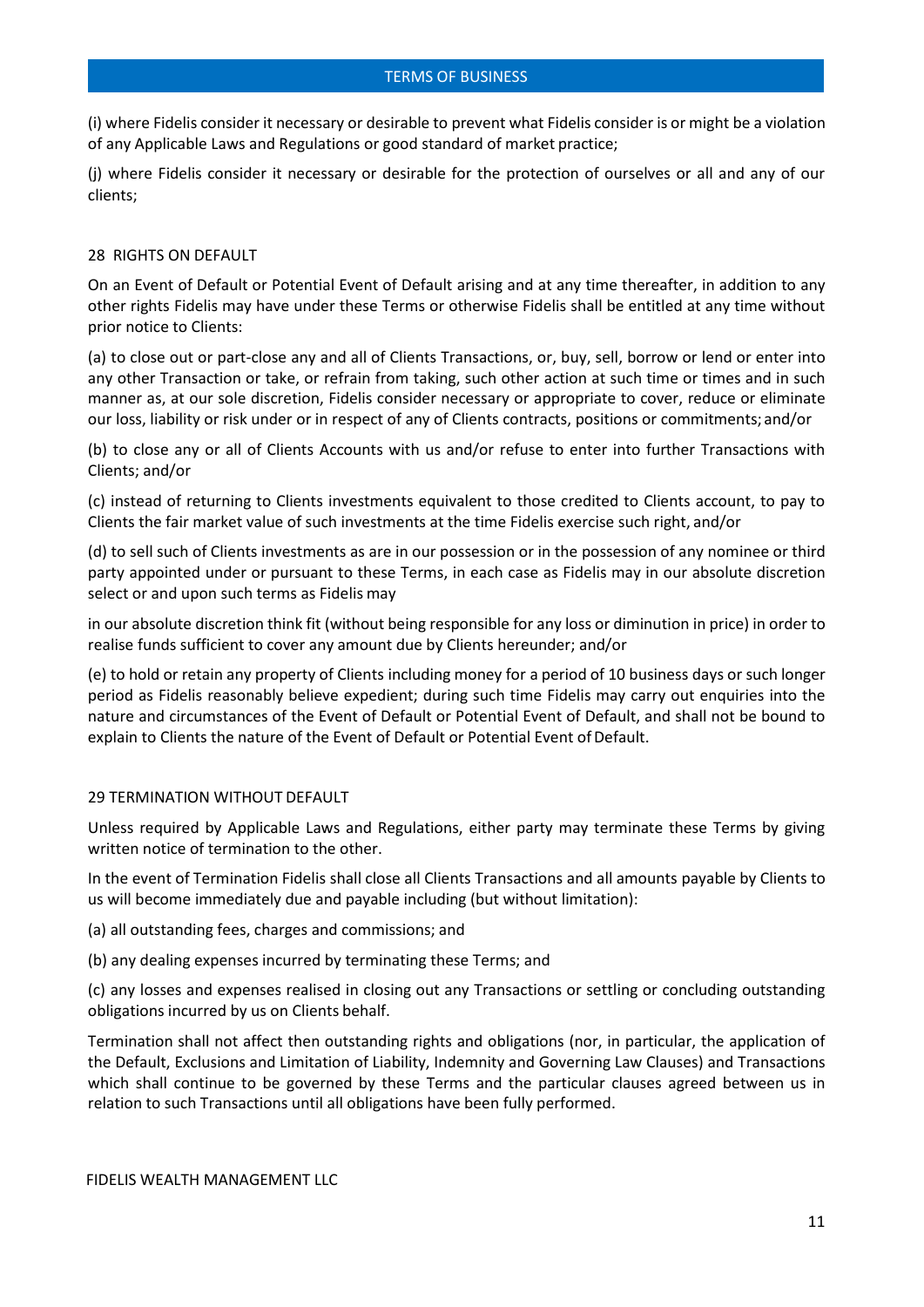(i) where Fidelis consider it necessary or desirable to prevent what Fidelis consider is or might be a violation of any Applicable Laws and Regulations or good standard of market practice;

(j) where Fidelis consider it necessary or desirable for the protection of ourselves or all and any of our clients;

## 28 RIGHTS ON DEFAULT

On an Event of Default or Potential Event of Default arising and at any time thereafter, in addition to any other rights Fidelis may have under these Terms or otherwise Fidelis shall be entitled at any time without prior notice to Clients:

(a) to close out or part-close any and all of Clients Transactions, or, buy, sell, borrow or lend or enter into any other Transaction or take, or refrain from taking, such other action at such time or times and in such manner as, at our sole discretion, Fidelis consider necessary or appropriate to cover, reduce or eliminate our loss, liability or risk under or in respect of any of Clients contracts, positions or commitments; and/or

(b) to close any or all of Clients Accounts with us and/or refuse to enter into further Transactions with Clients; and/or

(c) instead of returning to Clients investments equivalent to those credited to Clients account, to pay to Clients the fair market value of such investments at the time Fidelis exercise such right, and/or

(d) to sell such of Clients investments as are in our possession or in the possession of any nominee or third party appointed under or pursuant to these Terms, in each case as Fidelis may in our absolute discretion select or and upon such terms as Fidelis may

in our absolute discretion think fit (without being responsible for any loss or diminution in price) in order to realise funds sufficient to cover any amount due by Clients hereunder; and/or

(e) to hold or retain any property of Clients including money for a period of 10 business days or such longer period as Fidelis reasonably believe expedient; during such time Fidelis may carry out enquiries into the nature and circumstances of the Event of Default or Potential Event of Default, and shall not be bound to explain to Clients the nature of the Event of Default or Potential Event of Default.

## 29 TERMINATION WITHOUT DEFAULT

Unless required by Applicable Laws and Regulations, either party may terminate these Terms by giving written notice of termination to the other.

In the event of Termination Fidelis shall close all Clients Transactions and all amounts payable by Clients to us will become immediately due and payable including (but without limitation):

(a) all outstanding fees, charges and commissions; and

(b) any dealing expenses incurred by terminating these Terms; and

(c) any losses and expenses realised in closing out any Transactions or settling or concluding outstanding obligations incurred by us on Clients behalf.

Termination shall not affect then outstanding rights and obligations (nor, in particular, the application of the Default, Exclusions and Limitation of Liability, Indemnity and Governing Law Clauses) and Transactions which shall continue to be governed by these Terms and the particular clauses agreed between us in relation to such Transactions until all obligations have been fully performed.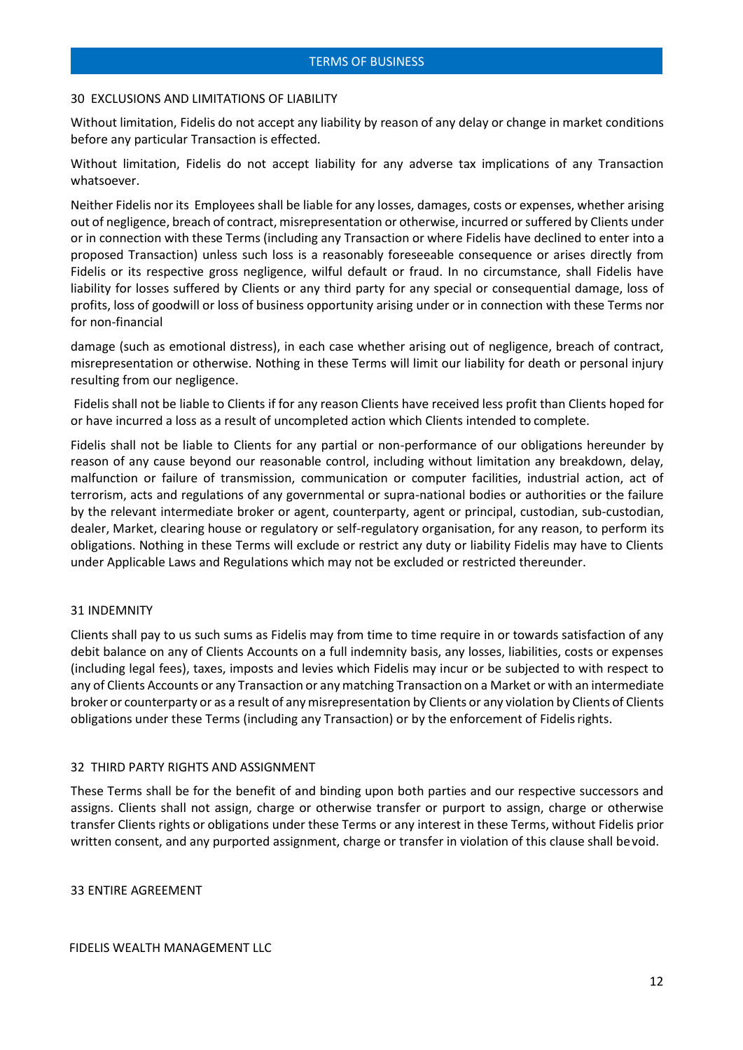## 30 EXCLUSIONS AND LIMITATIONS OF LIABILITY

Without limitation, Fidelis do not accept any liability by reason of any delay or change in market conditions before any particular Transaction is effected.

Without limitation, Fidelis do not accept liability for any adverse tax implications of any Transaction whatsoever.

Neither Fidelis nor its Employees shall be liable for any losses, damages, costs or expenses, whether arising out of negligence, breach of contract, misrepresentation or otherwise, incurred or suffered by Clients under or in connection with these Terms (including any Transaction or where Fidelis have declined to enter into a proposed Transaction) unless such loss is a reasonably foreseeable consequence or arises directly from Fidelis or its respective gross negligence, wilful default or fraud. In no circumstance, shall Fidelis have liability for losses suffered by Clients or any third party for any special or consequential damage, loss of profits, loss of goodwill or loss of business opportunity arising under or in connection with these Terms nor for non-financial

damage (such as emotional distress), in each case whether arising out of negligence, breach of contract, misrepresentation or otherwise. Nothing in these Terms will limit our liability for death or personal injury resulting from our negligence.

Fidelis shall not be liable to Clients if for any reason Clients have received less profit than Clients hoped for or have incurred a loss as a result of uncompleted action which Clients intended to complete.

Fidelis shall not be liable to Clients for any partial or non-performance of our obligations hereunder by reason of any cause beyond our reasonable control, including without limitation any breakdown, delay, malfunction or failure of transmission, communication or computer facilities, industrial action, act of terrorism, acts and regulations of any governmental or supra-national bodies or authorities or the failure by the relevant intermediate broker or agent, counterparty, agent or principal, custodian, sub-custodian, dealer, Market, clearing house or regulatory or self-regulatory organisation, for any reason, to perform its obligations. Nothing in these Terms will exclude or restrict any duty or liability Fidelis may have to Clients under Applicable Laws and Regulations which may not be excluded or restricted thereunder.

## 31 INDEMNITY

Clients shall pay to us such sums as Fidelis may from time to time require in or towards satisfaction of any debit balance on any of Clients Accounts on a full indemnity basis, any losses, liabilities, costs or expenses (including legal fees), taxes, imposts and levies which Fidelis may incur or be subjected to with respect to any of Clients Accounts or any Transaction or any matching Transaction on a Market or with an intermediate broker or counterparty or as a result of any misrepresentation by Clients or any violation by Clients of Clients obligations under these Terms (including any Transaction) or by the enforcement of Fidelis rights.

## 32 THIRD PARTY RIGHTS AND ASSIGNMENT

These Terms shall be for the benefit of and binding upon both parties and our respective successors and assigns. Clients shall not assign, charge or otherwise transfer or purport to assign, charge or otherwise transfer Clients rights or obligations under these Terms or any interest in these Terms, without Fidelis prior written consent, and any purported assignment, charge or transfer in violation of this clause shall be void.

## 33 ENTIRE AGREEMENT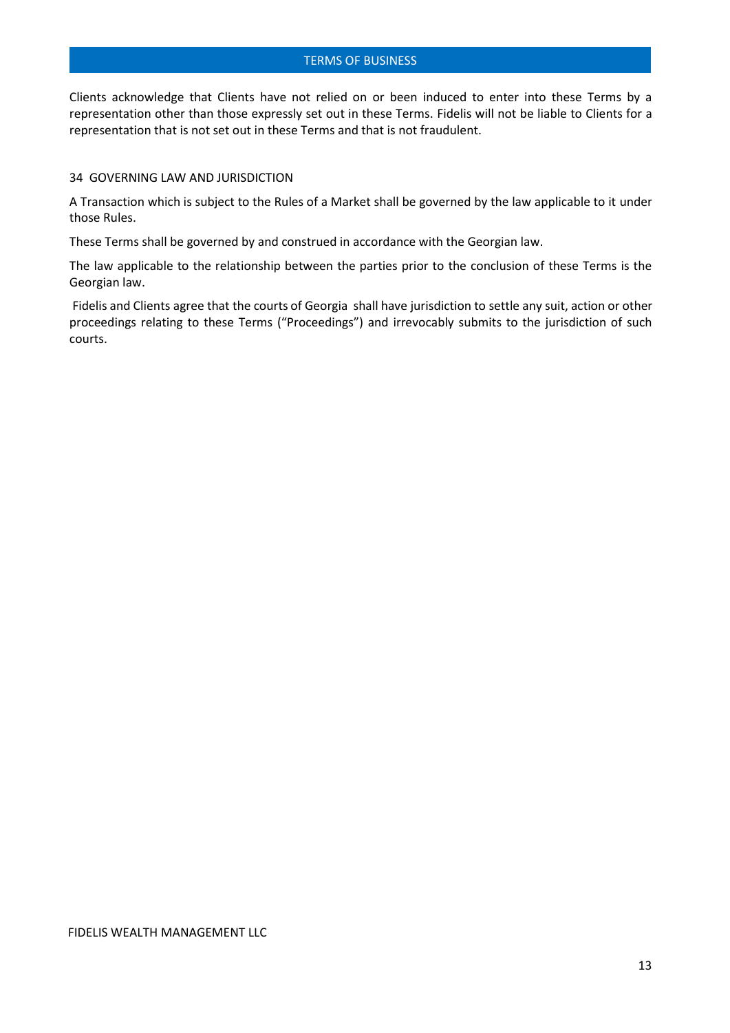Clients acknowledge that Clients have not relied on or been induced to enter into these Terms by a representation other than those expressly set out in these Terms. Fidelis will not be liable to Clients for a representation that is not set out in these Terms and that is not fraudulent.

## 34 GOVERNING LAW AND JURISDICTION

A Transaction which is subject to the Rules of a Market shall be governed by the law applicable to it under those Rules.

These Terms shall be governed by and construed in accordance with the Georgian law.

The law applicable to the relationship between the parties prior to the conclusion of these Terms is the Georgian law.

Fidelis and Clients agree that the courts of Georgia shall have jurisdiction to settle any suit, action or other proceedings relating to these Terms ("Proceedings") and irrevocably submits to the jurisdiction of such courts.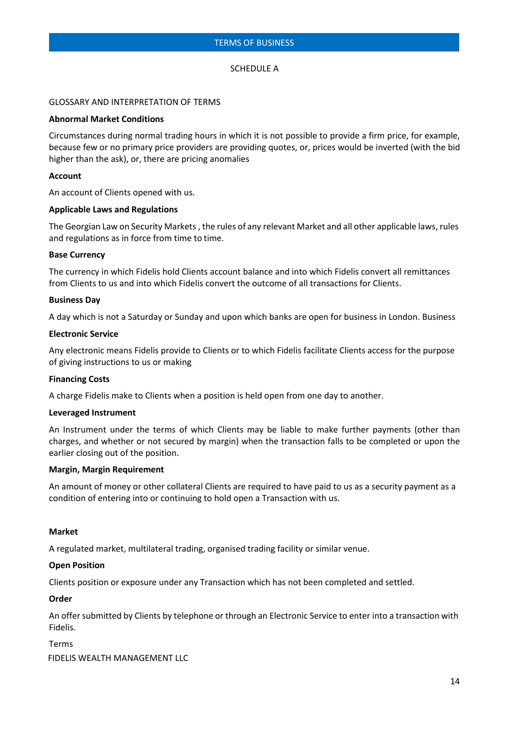SCHEDULE A

GLOSSARY AND INTERPRETATION OF TERMS

**Abnormal Market Conditions**

Circumstances during normal trading hours in which it is not possible to provide a firm price, for example, because few or no primary price providers are providing quotes, or, prices would be inverted (with the bid higher than the ask), or, there are pricing anomalies

**Account**

An account of Clients opened with us.

**Applicable Laws and Regulations**

The Georgian Law on Security Markets , the rules of any relevant Market and all other applicable laws, rules and regulations as in force from time to time.

**Base Currency**

The currency in which Fidelis hold Clients account balance and into which Fidelis convert all remittances from Clients to us and into which Fidelis convert the outcome of all transactions for Clients.

**Business Day**

A day which is not a Saturday or Sunday and upon which banks are open for business in London. Business

**Electronic Service**

Any electronic means Fidelis provide to Clients or to which Fidelis facilitate Clients access for the purpose of giving instructions to us or making

**Financing Costs**

A charge Fidelis make to Clients when a position is held open from one day to another.

**Leveraged Instrument**

An Instrument under the terms of which Clients may be liable to make further payments (other than charges, and whether or not secured by margin) when the transaction falls to be completed or upon the earlier closing out of the position.

**Margin, Margin Requirement**

An amount of money or other collateral Clients are required to have paid to us as a security payment as a condition of entering into or continuing to hold open a Transaction with us.

**Market**

A regulated market, multilateral trading, organised trading facility or similar venue.

**Open Position**

Clients position or exposure under any Transaction which has not been completed and settled.

**Order**

An offer submitted by Clients by telephone or through an Electronic Service to enter into a transaction with Fidelis.

Terms

FIDELIS WEALTH MANAGEMENT LLC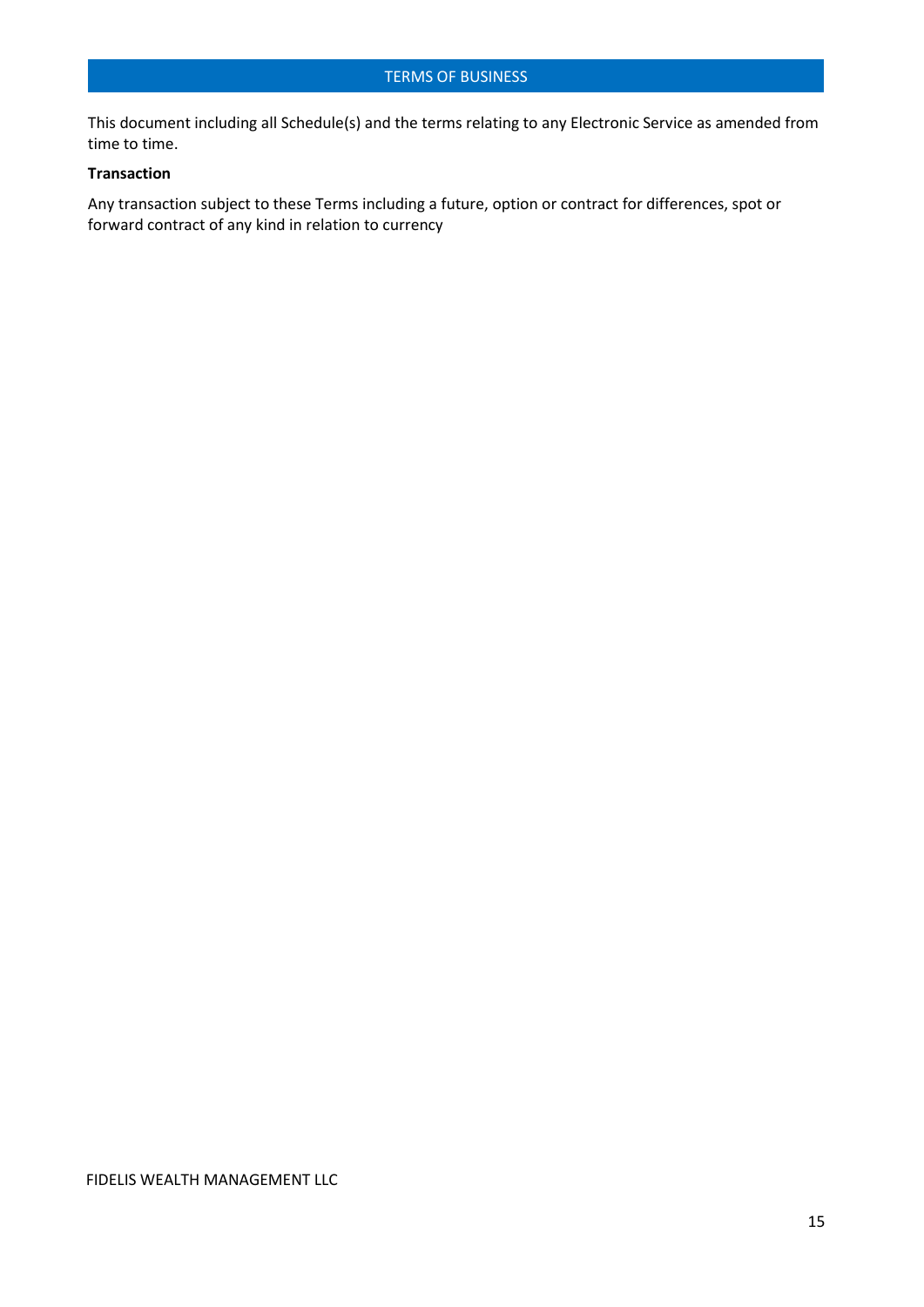TERMS OF BUSINESS

This document including all Schedule(s) and the terms relating to any Electronic Service as amended from time to time.

**Transaction**

Any transaction subject to these Terms including a future, option or contract for differences, spot or forward contract of any kind in relation to currency